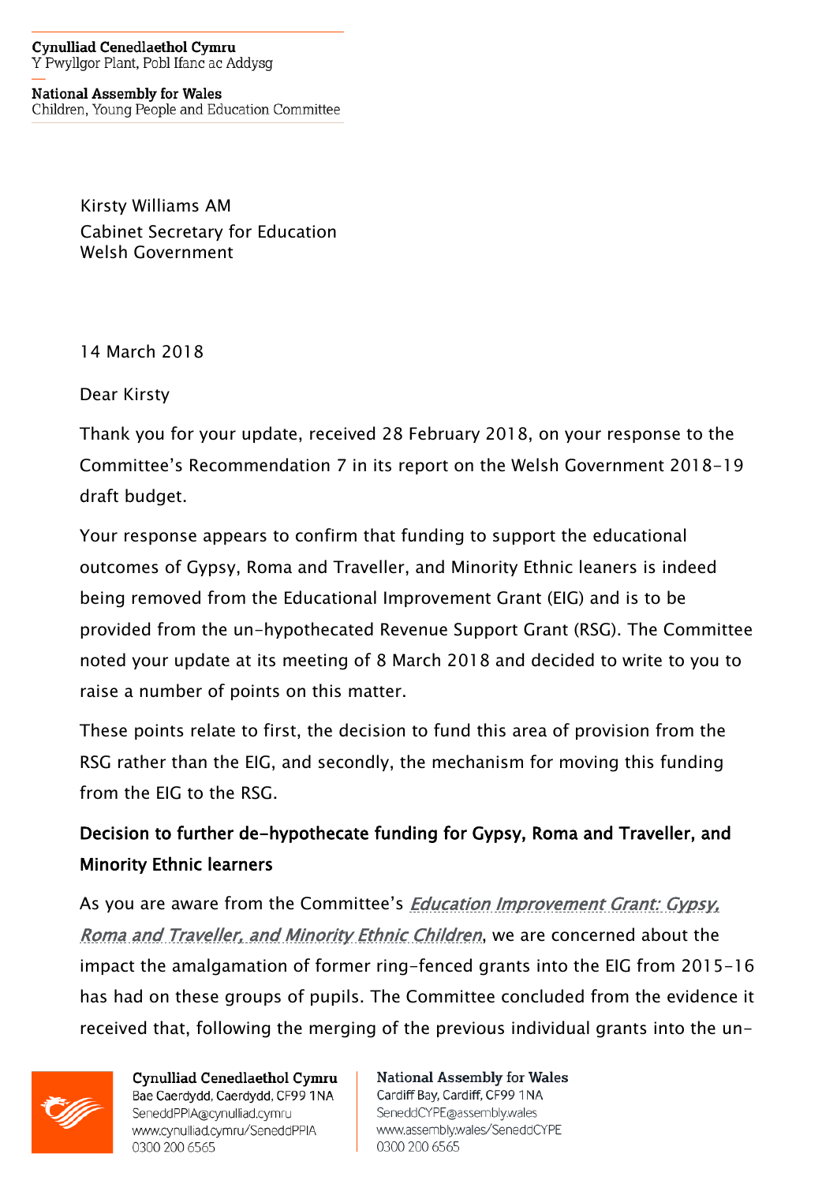**Cynulliad Cenedlaethol Cymru**
Y Pwyllgor Plant, Pobl Ifanc ac Addysg

**National Assembly for Wales**
Children, Young People and Education Committee

Kirsty Williams AM
Cabinet Secretary for Education
Welsh Government

14 March 2018

Dear Kirsty

Thank you for your update, received 28 February 2018, on your response to the Committee's Recommendation 7 in its report on the Welsh Government 2018-19 draft budget.

Your response appears to confirm that funding to support the educational outcomes of Gypsy, Roma and Traveller, and Minority Ethnic leaners is indeed being removed from the Educational Improvement Grant (EIG) and is to be provided from the un-hypothecated Revenue Support Grant (RSG). The Committee noted your update at its meeting of 8 March 2018 and decided to write to you to raise a number of points on this matter.

These points relate to first, the decision to fund this area of provision from the RSG rather than the EIG, and secondly, the mechanism for moving this funding from the EIG to the RSG.

### Decision to further de-hypothecate funding for Gypsy, Roma and Traveller, and Minority Ethnic learners

As you are aware from the Committee's *Education Improvement Grant: Gypsy, Roma and Traveller, and Minority Ethnic Children*, we are concerned about the impact the amalgamation of former ring-fenced grants into the EIG from 2015-16 has had on these groups of pupils. The Committee concluded from the evidence it received that, following the merging of the previous individual grants into the un-

Cynulliad Cenedlaethol Cymru
Bae Caerdydd, Caerdydd, CF99 1NA
SeneddPPIA@cynulliad.cymru
www.cynulliad.cymru/SeneddPPIA
0300 200 6565

National Assembly for Wales
Cardiff Bay, Cardiff, CF99 1NA
SeneddCYPE@assembly.wales
www.assembly.wales/SeneddCYPE
0300 200 6565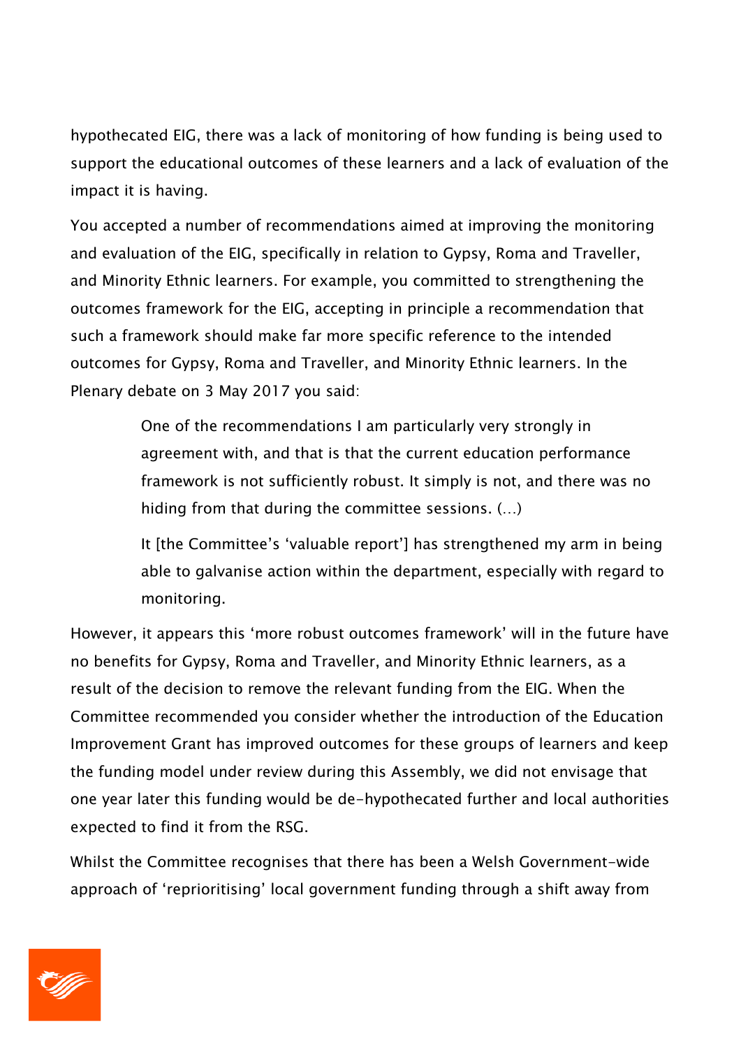hypothecated EIG, there was a lack of monitoring of how funding is being used to support the educational outcomes of these learners and a lack of evaluation of the impact it is having.

You accepted a number of recommendations aimed at improving the monitoring and evaluation of the EIG, specifically in relation to Gypsy, Roma and Traveller, and Minority Ethnic learners. For example, you committed to strengthening the outcomes framework for the EIG, accepting in principle a recommendation that such a framework should make far more specific reference to the intended outcomes for Gypsy, Roma and Traveller, and Minority Ethnic learners. In the Plenary debate on 3 May 2017 you said:

> One of the recommendations I am particularly very strongly in agreement with, and that is that the current education performance framework is not sufficiently robust. It simply is not, and there was no hiding from that during the committee sessions. (…)
>
> It [the Committee's 'valuable report'] has strengthened my arm in being able to galvanise action within the department, especially with regard to monitoring.

However, it appears this 'more robust outcomes framework' will in the future have no benefits for Gypsy, Roma and Traveller, and Minority Ethnic learners, as a result of the decision to remove the relevant funding from the EIG. When the Committee recommended you consider whether the introduction of the Education Improvement Grant has improved outcomes for these groups of learners and keep the funding model under review during this Assembly, we did not envisage that one year later this funding would be de-hypothecated further and local authorities expected to find it from the RSG.

Whilst the Committee recognises that there has been a Welsh Government-wide approach of 'reprioritising' local government funding through a shift away from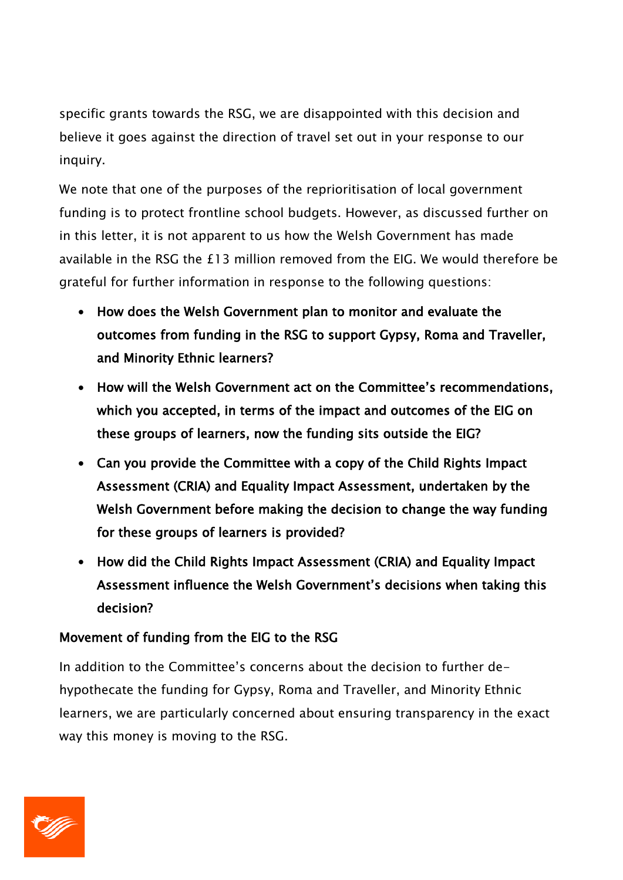specific grants towards the RSG, we are disappointed with this decision and believe it goes against the direction of travel set out in your response to our inquiry.

We note that one of the purposes of the reprioritisation of local government funding is to protect frontline school budgets. However, as discussed further on in this letter, it is not apparent to us how the Welsh Government has made available in the RSG the £13 million removed from the EIG. We would therefore be grateful for further information in response to the following questions:

- **How does the Welsh Government plan to monitor and evaluate the outcomes from funding in the RSG to support Gypsy, Roma and Traveller, and Minority Ethnic learners?**
- **How will the Welsh Government act on the Committee's recommendations, which you accepted, in terms of the impact and outcomes of the EIG on these groups of learners, now the funding sits outside the EIG?**
- **Can you provide the Committee with a copy of the Child Rights Impact Assessment (CRIA) and Equality Impact Assessment, undertaken by the Welsh Government before making the decision to change the way funding for these groups of learners is provided?**
- **How did the Child Rights Impact Assessment (CRIA) and Equality Impact Assessment influence the Welsh Government's decisions when taking this decision?**

## Movement of funding from the EIG to the RSG

In addition to the Committee's concerns about the decision to further de-hypothecate the funding for Gypsy, Roma and Traveller, and Minority Ethnic learners, we are particularly concerned about ensuring transparency in the exact way this money is moving to the RSG.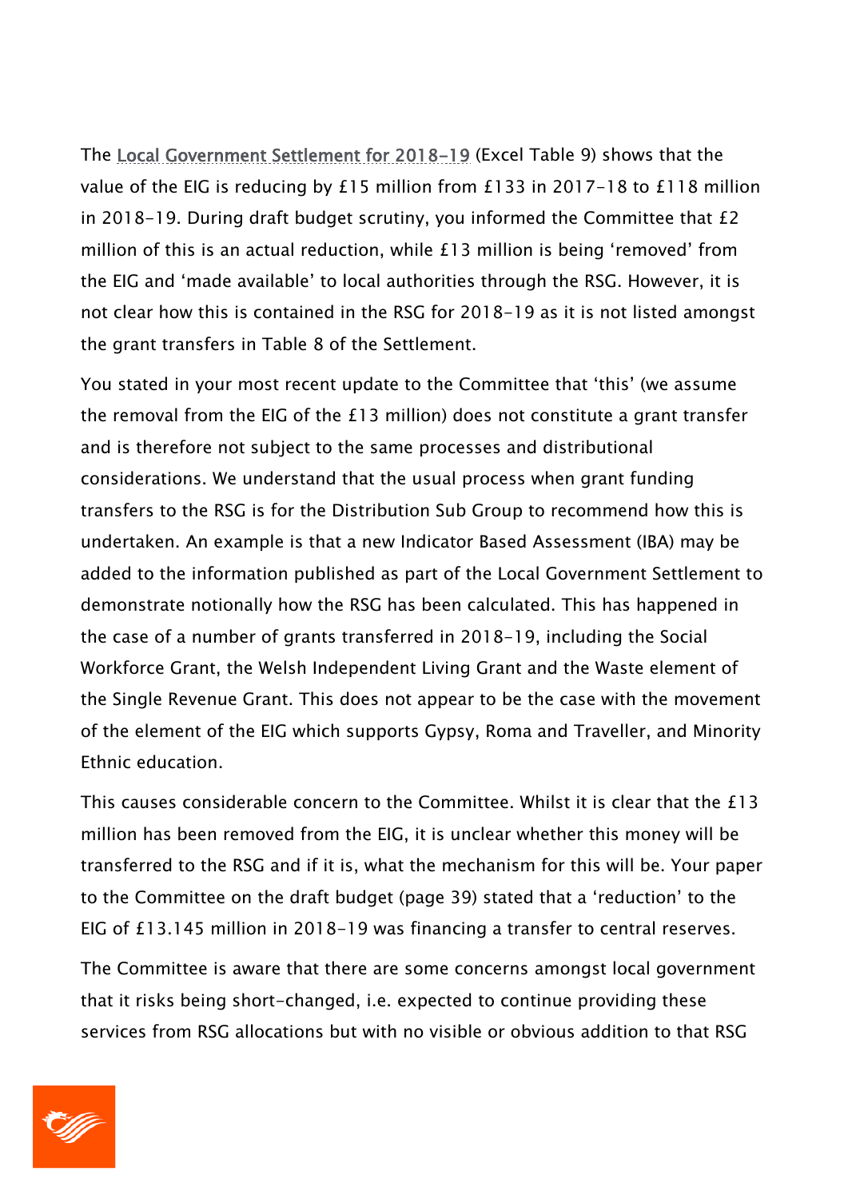The Local Government Settlement for 2018-19 (Excel Table 9) shows that the value of the EIG is reducing by £15 million from £133 in 2017-18 to £118 million in 2018-19. During draft budget scrutiny, you informed the Committee that £2 million of this is an actual reduction, while £13 million is being 'removed' from the EIG and 'made available' to local authorities through the RSG. However, it is not clear how this is contained in the RSG for 2018-19 as it is not listed amongst the grant transfers in Table 8 of the Settlement.

You stated in your most recent update to the Committee that 'this' (we assume the removal from the EIG of the £13 million) does not constitute a grant transfer and is therefore not subject to the same processes and distributional considerations. We understand that the usual process when grant funding transfers to the RSG is for the Distribution Sub Group to recommend how this is undertaken. An example is that a new Indicator Based Assessment (IBA) may be added to the information published as part of the Local Government Settlement to demonstrate notionally how the RSG has been calculated. This has happened in the case of a number of grants transferred in 2018-19, including the Social Workforce Grant, the Welsh Independent Living Grant and the Waste element of the Single Revenue Grant. This does not appear to be the case with the movement of the element of the EIG which supports Gypsy, Roma and Traveller, and Minority Ethnic education.

This causes considerable concern to the Committee. Whilst it is clear that the £13 million has been removed from the EIG, it is unclear whether this money will be transferred to the RSG and if it is, what the mechanism for this will be. Your paper to the Committee on the draft budget (page 39) stated that a 'reduction' to the EIG of £13.145 million in 2018-19 was financing a transfer to central reserves.

The Committee is aware that there are some concerns amongst local government that it risks being short-changed, i.e. expected to continue providing these services from RSG allocations but with no visible or obvious addition to that RSG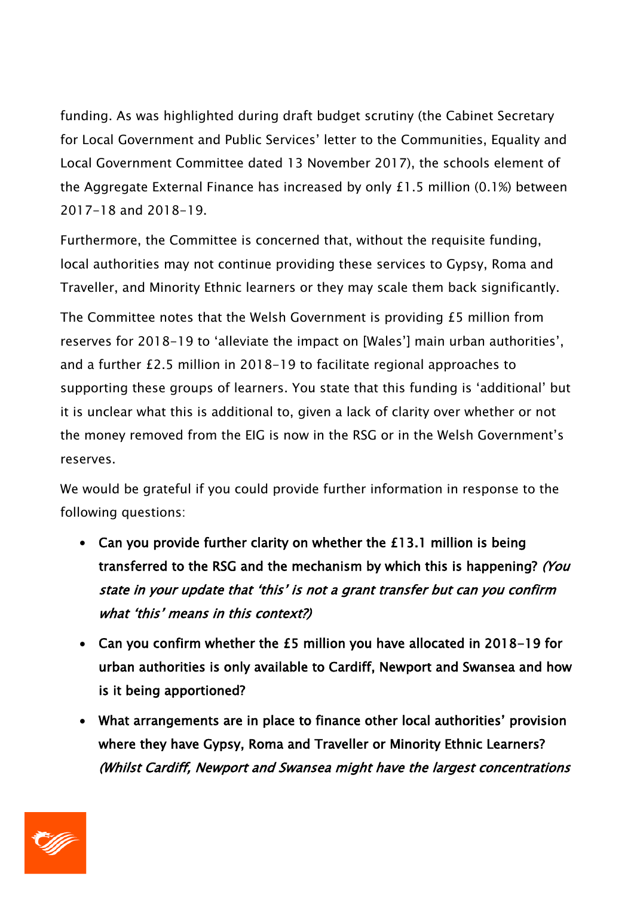funding. As was highlighted during draft budget scrutiny (the Cabinet Secretary for Local Government and Public Services' letter to the Communities, Equality and Local Government Committee dated 13 November 2017), the schools element of the Aggregate External Finance has increased by only £1.5 million (0.1%) between 2017-18 and 2018-19.

Furthermore, the Committee is concerned that, without the requisite funding, local authorities may not continue providing these services to Gypsy, Roma and Traveller, and Minority Ethnic learners or they may scale them back significantly.

The Committee notes that the Welsh Government is providing £5 million from reserves for 2018-19 to 'alleviate the impact on [Wales'] main urban authorities', and a further £2.5 million in 2018-19 to facilitate regional approaches to supporting these groups of learners. You state that this funding is 'additional' but it is unclear what this is additional to, given a lack of clarity over whether or not the money removed from the EIG is now in the RSG or in the Welsh Government's reserves.

We would be grateful if you could provide further information in response to the following questions:

- **Can you provide further clarity on whether the £13.1 million is being transferred to the RSG and the mechanism by which this is happening?** *(You state in your update that 'this' is not a grant transfer but can you confirm what 'this' means in this context?)*
- **Can you confirm whether the £5 million you have allocated in 2018-19 for urban authorities is only available to Cardiff, Newport and Swansea and how is it being apportioned?**
- **What arrangements are in place to finance other local authorities' provision where they have Gypsy, Roma and Traveller or Minority Ethnic Learners?** *(Whilst Cardiff, Newport and Swansea might have the largest concentrations*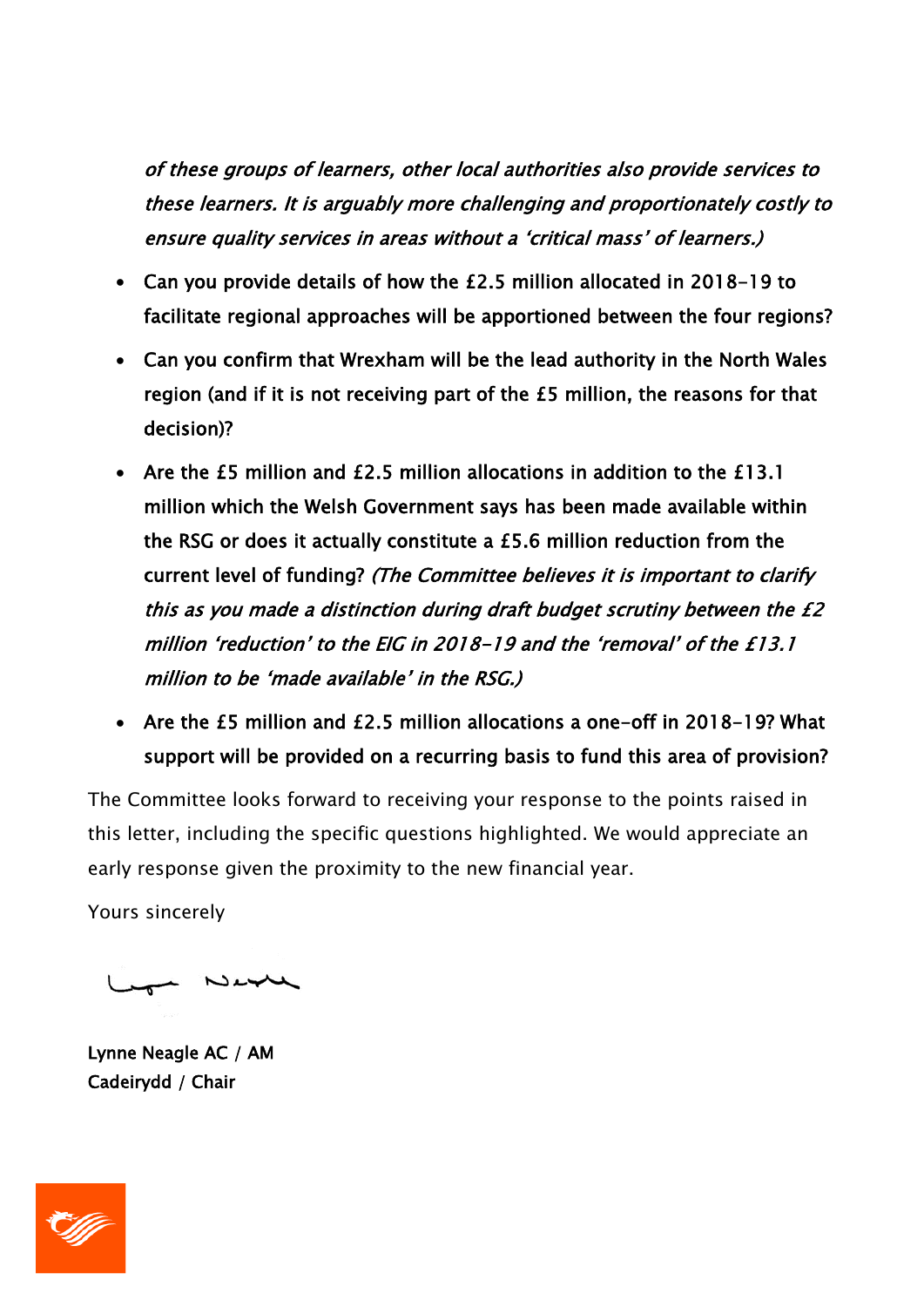*of these groups of learners, other local authorities also provide services to these learners. It is arguably more challenging and proportionately costly to ensure quality services in areas without a 'critical mass' of learners.)*

- Can you provide details of how the £2.5 million allocated in 2018-19 to facilitate regional approaches will be apportioned between the four regions?
- Can you confirm that Wrexham will be the lead authority in the North Wales region (and if it is not receiving part of the £5 million, the reasons for that decision)?
- Are the £5 million and £2.5 million allocations in addition to the £13.1 million which the Welsh Government says has been made available within the RSG or does it actually constitute a £5.6 million reduction from the current level of funding? *(The Committee believes it is important to clarify this as you made a distinction during draft budget scrutiny between the £2 million 'reduction' to the EIG in 2018-19 and the 'removal' of the £13.1 million to be 'made available' in the RSG.)*
- Are the £5 million and £2.5 million allocations a one-off in 2018-19? What support will be provided on a recurring basis to fund this area of provision?

The Committee looks forward to receiving your response to the points raised in this letter, including the specific questions highlighted. We would appreciate an early response given the proximity to the new financial year.

Yours sincerely

Lynne Neagle AC / AM
Cadeirydd / Chair